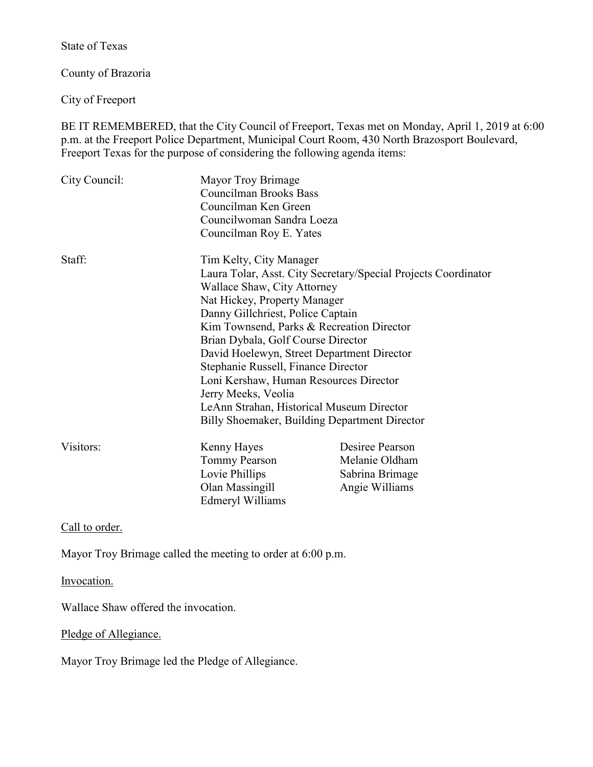State of Texas

County of Brazoria

City of Freeport

BE IT REMEMBERED, that the City Council of Freeport, Texas met on Monday, April 1, 2019 at 6:00 p.m. at the Freeport Police Department, Municipal Court Room, 430 North Brazosport Boulevard, Freeport Texas for the purpose of considering the following agenda items:

| | | |
|---|---|---|
| City Council: | Mayor Troy Brimage<br>Councilman Brooks Bass<br>Councilman Ken Green<br>Councilwoman Sandra Loeza<br>Councilman Roy E. Yates | |
| Staff: | Tim Kelty, City Manager<br>Laura Tolar, Asst. City Secretary/Special Projects Coordinator<br>Wallace Shaw, City Attorney<br>Nat Hickey, Property Manager<br>Danny Gillchriest, Police Captain<br>Kim Townsend, Parks & Recreation Director<br>Brian Dybala, Golf Course Director<br>David Hoelewyn, Street Department Director<br>Stephanie Russell, Finance Director<br>Loni Kershaw, Human Resources Director<br>Jerry Meeks, Veolia<br>LeAnn Strahan, Historical Museum Director<br>Billy Shoemaker, Building Department Director | |
| Visitors: | Kenny Hayes<br>Tommy Pearson<br>Lovie Phillips<br>Olan Massingill<br>Edmeryl Williams | Desiree Pearson<br>Melanie Oldham<br>Sabrina Brimage<br>Angie Williams |

Call to order.

Mayor Troy Brimage called the meeting to order at 6:00 p.m.

Invocation.

Wallace Shaw offered the invocation.

Pledge of Allegiance.

Mayor Troy Brimage led the Pledge of Allegiance.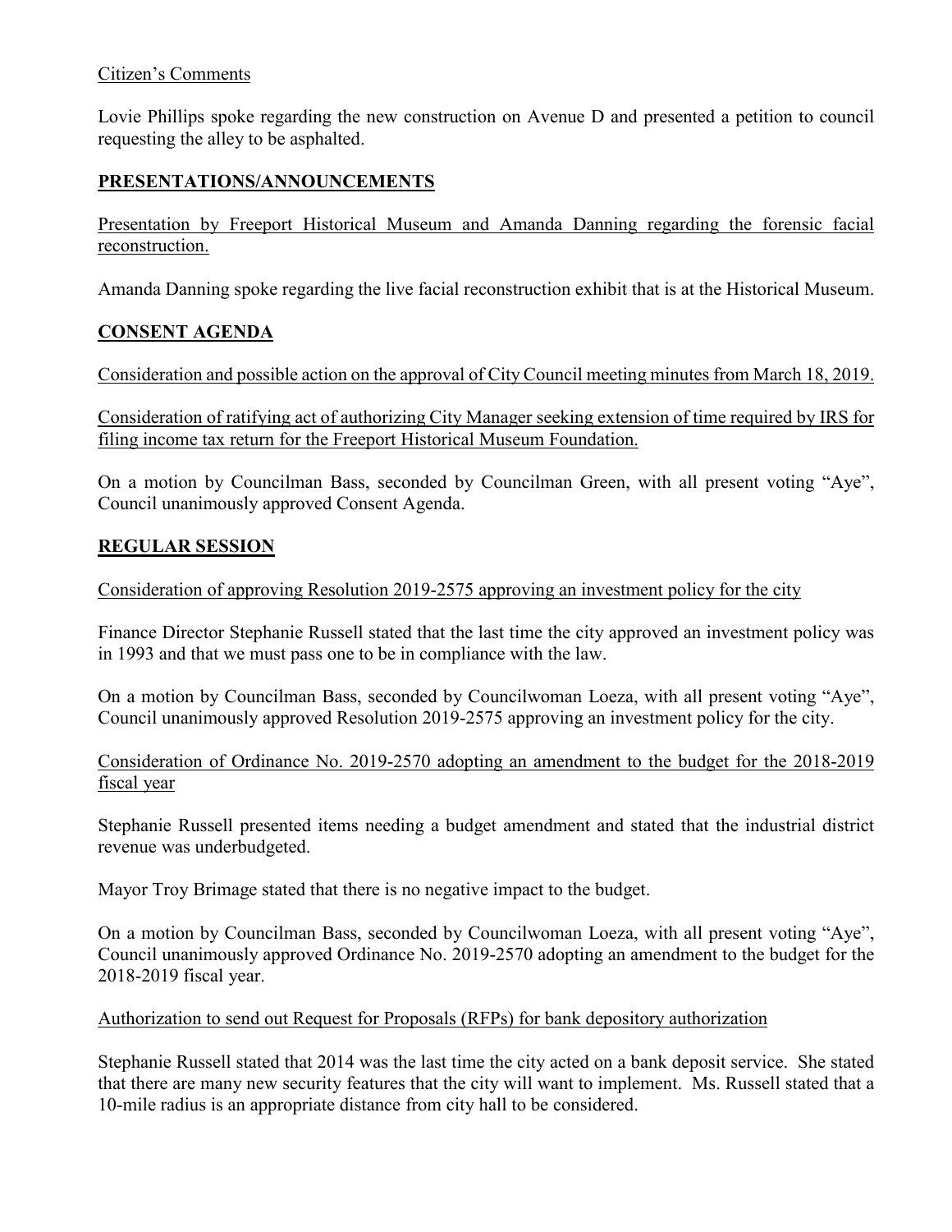Citizen's Comments

Lovie Phillips spoke regarding the new construction on Avenue D and presented a petition to council requesting the alley to be asphalted.

## PRESENTATIONS/ANNOUNCEMENTS

Presentation by Freeport Historical Museum and Amanda Danning regarding the forensic facial reconstruction.

Amanda Danning spoke regarding the live facial reconstruction exhibit that is at the Historical Museum.

## CONSENT AGENDA

Consideration and possible action on the approval of City Council meeting minutes from March 18, 2019.

Consideration of ratifying act of authorizing City Manager seeking extension of time required by IRS for filing income tax return for the Freeport Historical Museum Foundation.

On a motion by Councilman Bass, seconded by Councilman Green, with all present voting "Aye", Council unanimously approved Consent Agenda.

## REGULAR SESSION

Consideration of approving Resolution 2019-2575 approving an investment policy for the city

Finance Director Stephanie Russell stated that the last time the city approved an investment policy was in 1993 and that we must pass one to be in compliance with the law.

On a motion by Councilman Bass, seconded by Councilwoman Loeza, with all present voting "Aye", Council unanimously approved Resolution 2019-2575 approving an investment policy for the city.

Consideration of Ordinance No. 2019-2570 adopting an amendment to the budget for the 2018-2019 fiscal year

Stephanie Russell presented items needing a budget amendment and stated that the industrial district revenue was underbudgeted.

Mayor Troy Brimage stated that there is no negative impact to the budget.

On a motion by Councilman Bass, seconded by Councilwoman Loeza, with all present voting "Aye", Council unanimously approved Ordinance No. 2019-2570 adopting an amendment to the budget for the 2018-2019 fiscal year.

Authorization to send out Request for Proposals (RFPs) for bank depository authorization

Stephanie Russell stated that 2014 was the last time the city acted on a bank deposit service. She stated that there are many new security features that the city will want to implement. Ms. Russell stated that a 10-mile radius is an appropriate distance from city hall to be considered.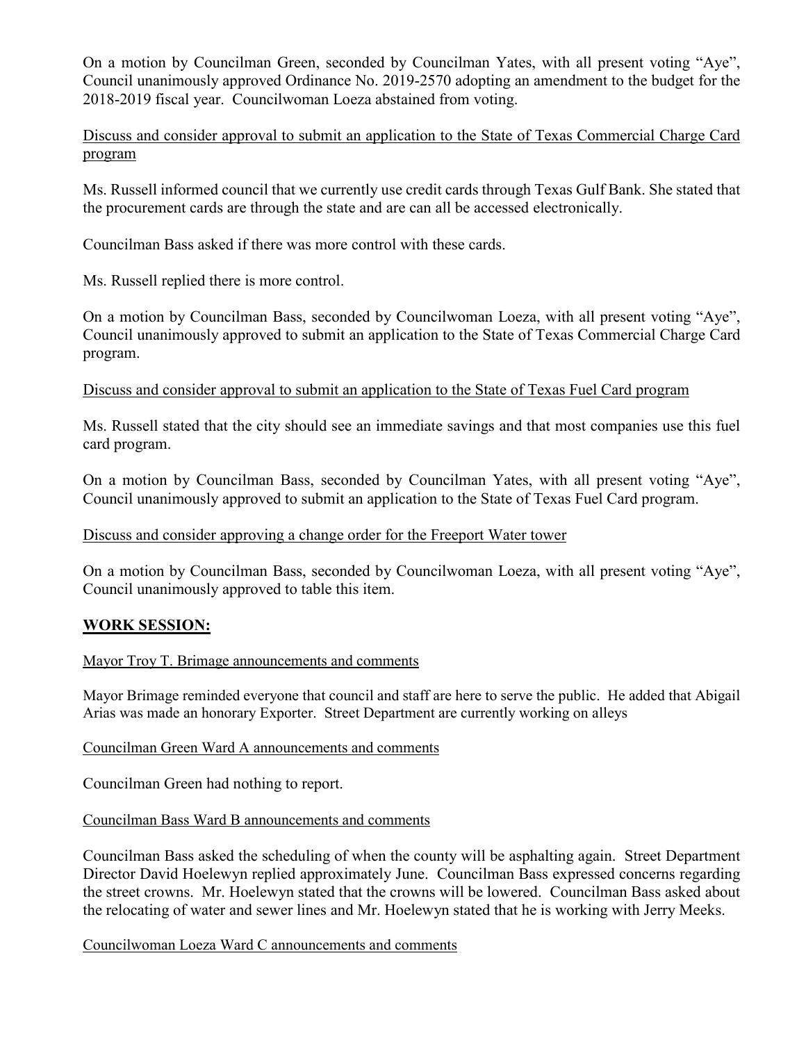On a motion by Councilman Green, seconded by Councilman Yates, with all present voting "Aye", Council unanimously approved Ordinance No. 2019-2570 adopting an amendment to the budget for the 2018-2019 fiscal year. Councilwoman Loeza abstained from voting.

Discuss and consider approval to submit an application to the State of Texas Commercial Charge Card program

Ms. Russell informed council that we currently use credit cards through Texas Gulf Bank. She stated that the procurement cards are through the state and are can all be accessed electronically.

Councilman Bass asked if there was more control with these cards.

Ms. Russell replied there is more control.

On a motion by Councilman Bass, seconded by Councilwoman Loeza, with all present voting "Aye", Council unanimously approved to submit an application to the State of Texas Commercial Charge Card program.

Discuss and consider approval to submit an application to the State of Texas Fuel Card program

Ms. Russell stated that the city should see an immediate savings and that most companies use this fuel card program.

On a motion by Councilman Bass, seconded by Councilman Yates, with all present voting "Aye", Council unanimously approved to submit an application to the State of Texas Fuel Card program.

Discuss and consider approving a change order for the Freeport Water tower

On a motion by Councilman Bass, seconded by Councilwoman Loeza, with all present voting "Aye", Council unanimously approved to table this item.

## WORK SESSION:

Mayor Troy T. Brimage announcements and comments

Mayor Brimage reminded everyone that council and staff are here to serve the public. He added that Abigail Arias was made an honorary Exporter. Street Department are currently working on alleys

Councilman Green Ward A announcements and comments

Councilman Green had nothing to report.

Councilman Bass Ward B announcements and comments

Councilman Bass asked the scheduling of when the county will be asphalting again. Street Department Director David Hoelewyn replied approximately June. Councilman Bass expressed concerns regarding the street crowns. Mr. Hoelewyn stated that the crowns will be lowered. Councilman Bass asked about the relocating of water and sewer lines and Mr. Hoelewyn stated that he is working with Jerry Meeks.

Councilwoman Loeza Ward C announcements and comments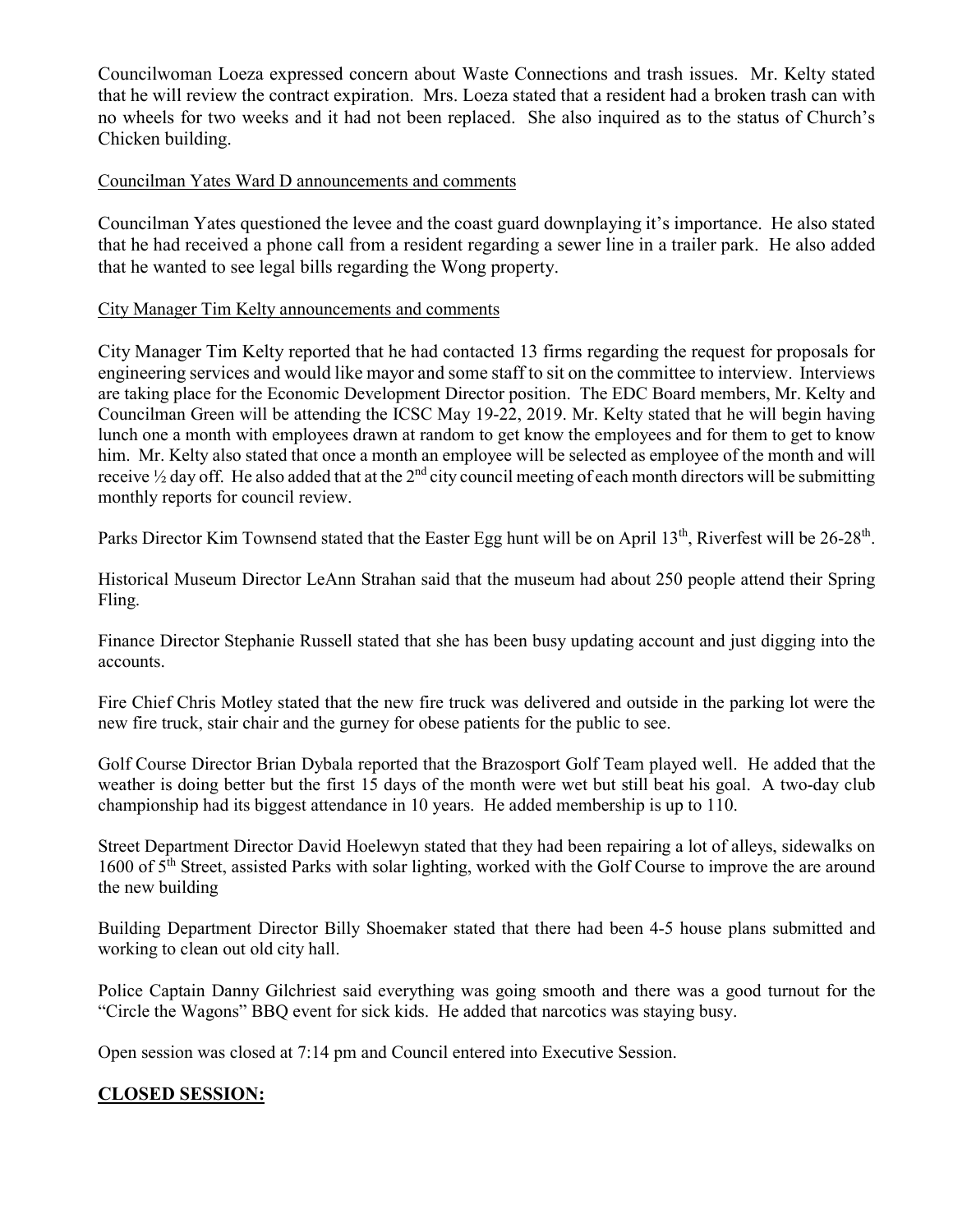Councilwoman Loeza expressed concern about Waste Connections and trash issues. Mr. Kelty stated that he will review the contract expiration. Mrs. Loeza stated that a resident had a broken trash can with no wheels for two weeks and it had not been replaced. She also inquired as to the status of Church's Chicken building.

Councilman Yates Ward D announcements and comments

Councilman Yates questioned the levee and the coast guard downplaying it's importance. He also stated that he had received a phone call from a resident regarding a sewer line in a trailer park. He also added that he wanted to see legal bills regarding the Wong property.

City Manager Tim Kelty announcements and comments

City Manager Tim Kelty reported that he had contacted 13 firms regarding the request for proposals for engineering services and would like mayor and some staff to sit on the committee to interview. Interviews are taking place for the Economic Development Director position. The EDC Board members, Mr. Kelty and Councilman Green will be attending the ICSC May 19-22, 2019. Mr. Kelty stated that he will begin having lunch one a month with employees drawn at random to get know the employees and for them to get to know him. Mr. Kelty also stated that once a month an employee will be selected as employee of the month and will receive ½ day off. He also added that at the 2nd city council meeting of each month directors will be submitting monthly reports for council review.

Parks Director Kim Townsend stated that the Easter Egg hunt will be on April 13th, Riverfest will be 26-28th.

Historical Museum Director LeAnn Strahan said that the museum had about 250 people attend their Spring Fling.

Finance Director Stephanie Russell stated that she has been busy updating account and just digging into the accounts.

Fire Chief Chris Motley stated that the new fire truck was delivered and outside in the parking lot were the new fire truck, stair chair and the gurney for obese patients for the public to see.

Golf Course Director Brian Dybala reported that the Brazosport Golf Team played well. He added that the weather is doing better but the first 15 days of the month were wet but still beat his goal. A two-day club championship had its biggest attendance in 10 years. He added membership is up to 110.

Street Department Director David Hoelewyn stated that they had been repairing a lot of alleys, sidewalks on 1600 of 5th Street, assisted Parks with solar lighting, worked with the Golf Course to improve the are around the new building

Building Department Director Billy Shoemaker stated that there had been 4-5 house plans submitted and working to clean out old city hall.

Police Captain Danny Gilchriest said everything was going smooth and there was a good turnout for the "Circle the Wagons" BBQ event for sick kids. He added that narcotics was staying busy.

Open session was closed at 7:14 pm and Council entered into Executive Session.

**CLOSED SESSION:**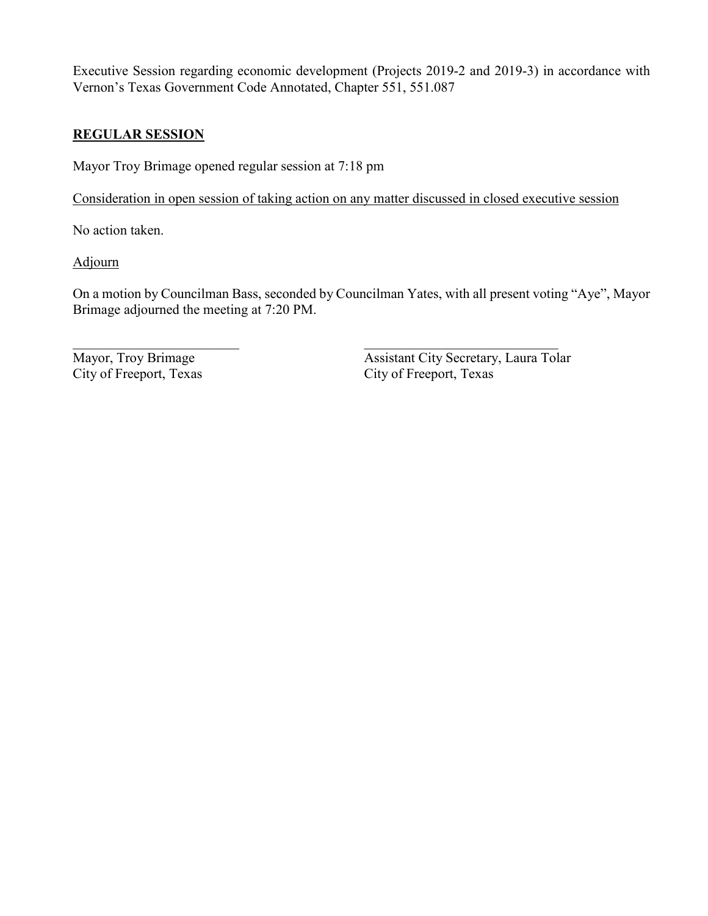Executive Session regarding economic development (Projects 2019-2 and 2019-3) in accordance with Vernon's Texas Government Code Annotated, Chapter 551, 551.087

**REGULAR SESSION**

Mayor Troy Brimage opened regular session at 7:18 pm

Consideration in open session of taking action on any matter discussed in closed executive session

No action taken.

Adjourn

On a motion by Councilman Bass, seconded by Councilman Yates, with all present voting "Aye", Mayor Brimage adjourned the meeting at 7:20 PM.

\_\_\_\_\_\_\_\_\_\_\_\_\_\_\_\_\_\_\_\_\_\_\_\_
Mayor, Troy Brimage
City of Freeport, Texas

\_\_\_\_\_\_\_\_\_\_\_\_\_\_\_\_\_\_\_\_\_\_\_\_\_\_\_\_\_\_
Assistant City Secretary, Laura Tolar
City of Freeport, Texas